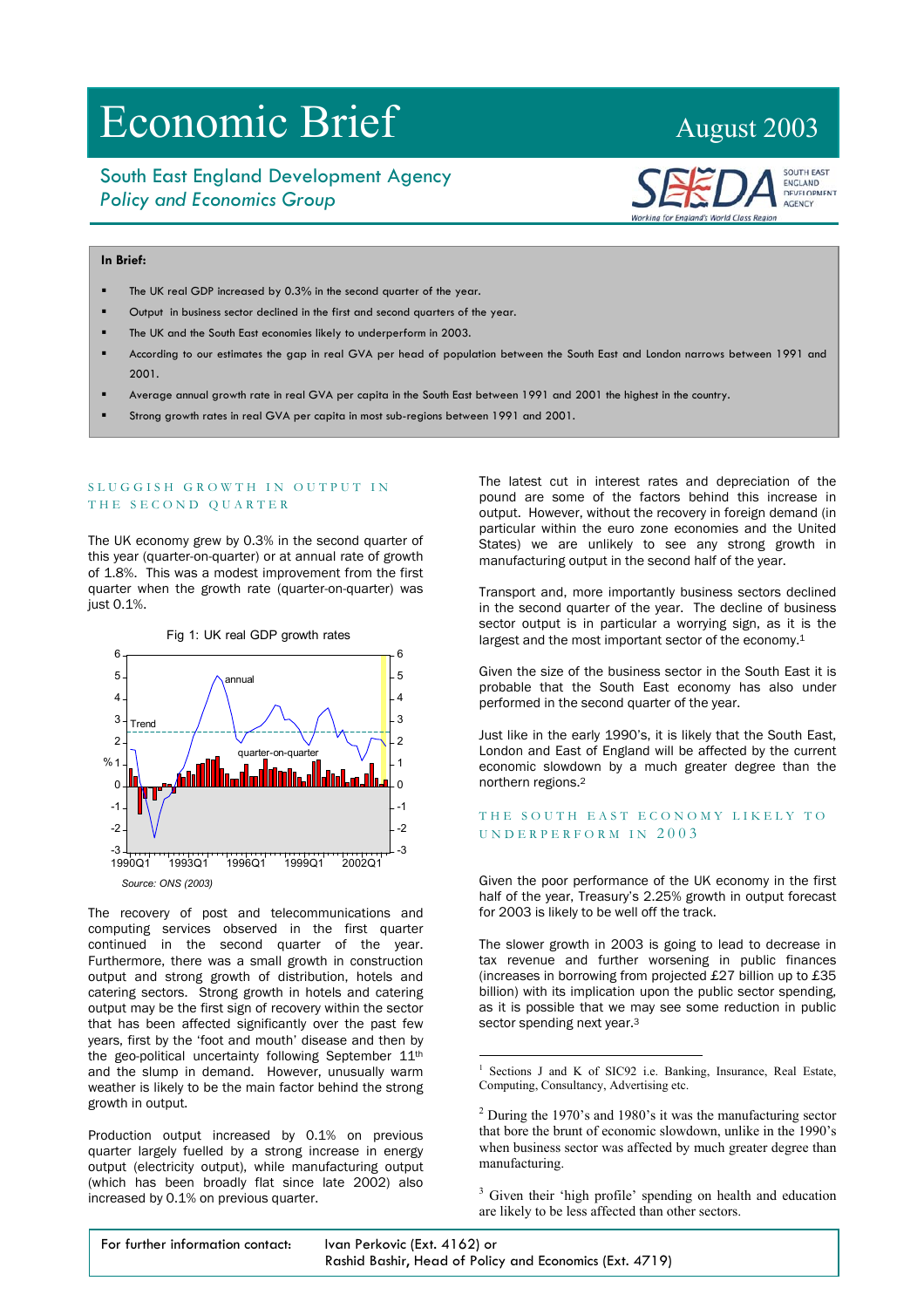# Economic Brief

August 2003

South East England Development Agency
*Policy and Economics Group*

**In Brief:**

- The UK real GDP increased by 0.3% in the second quarter of the year.
- Output in business sector declined in the first and second quarters of the year.
- The UK and the South East economies likely to underperform in 2003.
- According to our estimates the gap in real GVA per head of population between the South East and London narrows between 1991 and 2001.
- Average annual growth rate in real GVA per capita in the South East between 1991 and 2001 the highest in the country.
- Strong growth rates in real GVA per capita in most sub-regions between 1991 and 2001.

## SLUGGISH GROWTH IN OUTPUT IN THE SECOND QUARTER

The UK economy grew by 0.3% in the second quarter of this year (quarter-on-quarter) or at annual rate of growth of 1.8%. This was a modest improvement from the first quarter when the growth rate (quarter-on-quarter) was just 0.1%.

Fig 1: UK real GDP growth rates

*Source: ONS (2003)*

The recovery of post and telecommunications and computing services observed in the first quarter continued in the second quarter of the year. Furthermore, there was a small growth in construction output and strong growth of distribution, hotels and catering sectors. Strong growth in hotels and catering output may be the first sign of recovery within the sector that has been affected significantly over the past few years, first by the 'foot and mouth' disease and then by the geo-political uncertainty following September 11th and the slump in demand. However, unusually warm weather is likely to be the main factor behind the strong growth in output.

Production output increased by 0.1% on previous quarter largely fuelled by a strong increase in energy output (electricity output), while manufacturing output (which has been broadly flat since late 2002) also increased by 0.1% on previous quarter.

The latest cut in interest rates and depreciation of the pound are some of the factors behind this increase in output. However, without the recovery in foreign demand (in particular within the euro zone economies and the United States) we are unlikely to see any strong growth in manufacturing output in the second half of the year.

Transport and, more importantly business sectors declined in the second quarter of the year. The decline of business sector output is in particular a worrying sign, as it is the largest and the most important sector of the economy.[1]

Given the size of the business sector in the South East it is probable that the South East economy has also under performed in the second quarter of the year.

Just like in the early 1990's, it is likely that the South East, London and East of England will be affected by the current economic slowdown by a much greater degree than the northern regions.[2]

## THE SOUTH EAST ECONOMY LIKELY TO UNDERPERFORM IN 2003

Given the poor performance of the UK economy in the first half of the year, Treasury's 2.25% growth in output forecast for 2003 is likely to be well off the track.

The slower growth in 2003 is going to lead to decrease in tax revenue and further worsening in public finances (increases in borrowing from projected £27 billion up to £35 billion) with its implication upon the public sector spending, as it is possible that we may see some reduction in public sector spending next year.[3]

---

[1] Sections J and K of SIC92 i.e. Banking, Insurance, Real Estate, Computing, Consultancy, Advertising etc.

[2] During the 1970's and 1980's it was the manufacturing sector that bore the brunt of economic slowdown, unlike in the 1990's when business sector was affected by much greater degree than manufacturing.

[3] Given their 'high profile' spending on health and education are likely to be less affected than other sectors.

---

For further information contact: Ivan Perkovic (Ext. 4162) or Rashid Bashir, Head of Policy and Economics (Ext. 4719)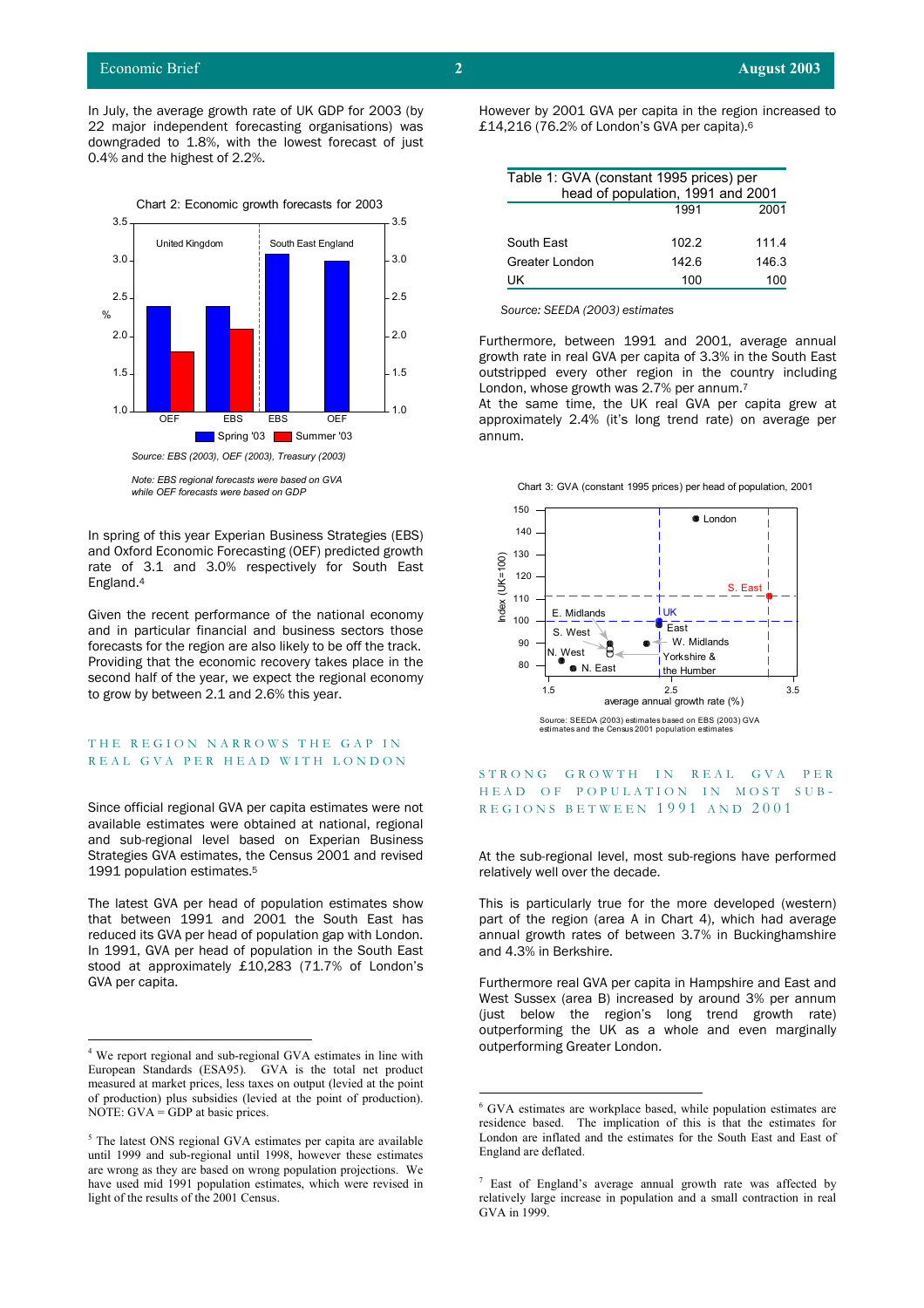In July, the average growth rate of UK GDP for 2003 (by 22 major independent forecasting organisations) was downgraded to 1.8%, with the lowest forecast of just 0.4% and the highest of 2.2%.

Chart 2: Economic growth forecasts for 2003

Source: EBS (2003), OEF (2003), Treasury (2003)

*Note: EBS regional forecasts were based on GVA while OEF forecasts were based on GDP*

In spring of this year Experian Business Strategies (EBS) and Oxford Economic Forecasting (OEF) predicted growth rate of 3.1 and 3.0% respectively for South East England.[4]

Given the recent performance of the national economy and in particular financial and business sectors those forecasts for the region are also likely to be off the track. Providing that the economic recovery takes place in the second half of the year, we expect the regional economy to grow by between 2.1 and 2.6% this year.

## THE REGION NARROWS THE GAP IN REAL GVA PER HEAD WITH LONDON

Since official regional GVA per capita estimates were not available estimates were obtained at national, regional and sub-regional level based on Experian Business Strategies GVA estimates, the Census 2001 and revised 1991 population estimates.[5]

The latest GVA per head of population estimates show that between 1991 and 2001 the South East has reduced its GVA per head of population gap with London. In 1991, GVA per head of population in the South East stood at approximately £10,283 (71.7% of London's GVA per capita.

However by 2001 GVA per capita in the region increased to £14,216 (76.2% of London's GVA per capita).[6]

Table 1: GVA (constant 1995 prices) per head of population, 1991 and 2001

| | 1991 | 2001 |
|---|---|---|
| South East | 102.2 | 111.4 |
| Greater London | 142.6 | 146.3 |
| UK | 100 | 100 |

*Source: SEEDA (2003) estimates*

Furthermore, between 1991 and 2001, average annual growth rate in real GVA per capita of 3.3% in the South East outstripped every other region in the country including London, whose growth was 2.7% per annum.[7]

At the same time, the UK real GVA per capita grew at approximately 2.4% (it's long trend rate) on average per annum.

Chart 3: GVA (constant 1995 prices) per head of population, 2001

Source: SEEDA (2003) estimates based on EBS (2003) GVA estimates and the Census 2001 population estimates

## STRONG GROWTH IN REAL GVA PER HEAD OF POPULATION IN MOST SUB-REGIONS BETWEEN 1991 AND 2001

At the sub-regional level, most sub-regions have performed relatively well over the decade.

This is particularly true for the more developed (western) part of the region (area A in Chart 4), which had average annual growth rates of between 3.7% in Buckinghamshire and 4.3% in Berkshire.

Furthermore real GVA per capita in Hampshire and East and West Sussex (area B) increased by around 3% per annum (just below the region's long trend growth rate) outperforming the UK as a whole and even marginally outperforming Greater London.

---

[4] We report regional and sub-regional GVA estimates in line with European Standards (ESA95). GVA is the total net product measured at market prices, less taxes on output (levied at the point of production) plus subsidies (levied at the point of production). NOTE: GVA = GDP at basic prices.

[5] The latest ONS regional GVA estimates per capita are available until 1999 and sub-regional until 1998, however these estimates are wrong as they are based on wrong population projections. We have used mid 1991 population estimates, which were revised in light of the results of the 2001 Census.

[6] GVA estimates are workplace based, while population estimates are residence based. The implication of this is that the estimates for London are inflated and the estimates for the South East and East of England are deflated.

[7] East of England's average annual growth rate was affected by relatively large increase in population and a small contraction in real GVA in 1999.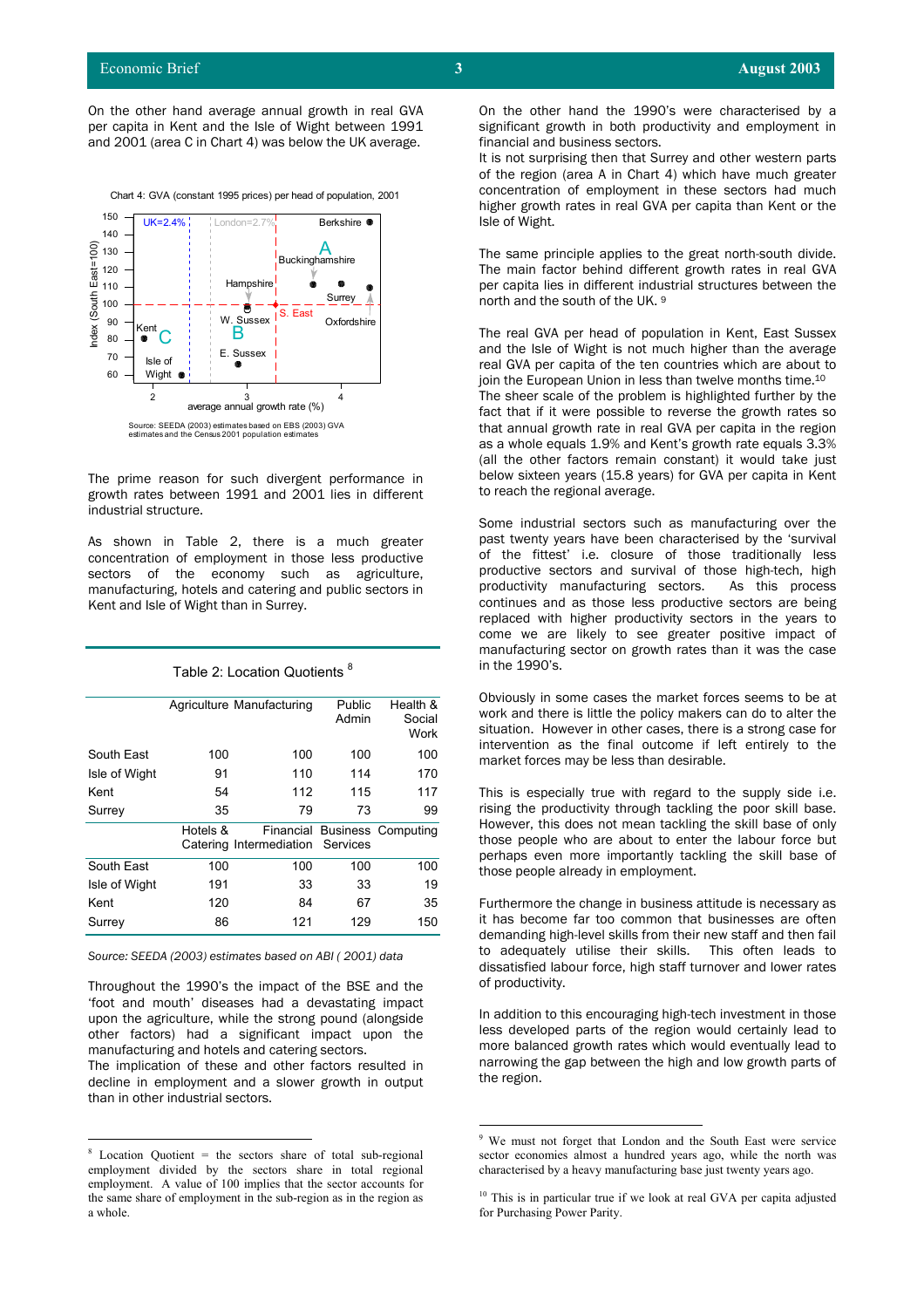On the other hand average annual growth in real GVA per capita in Kent and the Isle of Wight between 1991 and 2001 (area C in Chart 4) was below the UK average.

Chart 4: GVA (constant 1995 prices) per head of population, 2001

UK=2.4%
London=2.7%
Berkshire
A
Buckinghamshire
Hampshire
Surrey
Oxfordshire
S. East
W. Sussex
B
E. Sussex
Kent
C
Isle of Wight
Index (South East=100)
150
140
130
120
110
100
90
80
70
60
2
3
4
average annual growth rate (%)

Source: SEEDA (2003) estimates based on EBS (2003) GVA estimates and the Census 2001 population estimates

The prime reason for such divergent performance in growth rates between 1991 and 2001 lies in different industrial structure.

As shown in Table 2, there is a much greater concentration of employment in those less productive sectors of the economy such as agriculture, manufacturing, hotels and catering and public sectors in Kent and Isle of Wight than in Surrey.

Table 2: Location Quotients [8]

| | Agriculture | Manufacturing | Public Admin | Health & Social Work |
|---|---|---|---|---|
| South East | 100 | 100 | 100 | 100 |
| Isle of Wight | 91 | 110 | 114 | 170 |
| Kent | 54 | 112 | 115 | 117 |
| Surrey | 35 | 79 | 73 | 99 |
| | **Hotels & Catering** | **Financial Intermediation** | **Business Services** | **Computing** |
| South East | 100 | 100 | 100 | 100 |
| Isle of Wight | 191 | 33 | 33 | 19 |
| Kent | 120 | 84 | 67 | 35 |
| Surrey | 86 | 121 | 129 | 150 |

*Source: SEEDA (2003) estimates based on ABI ( 2001) data*

Throughout the 1990's the impact of the BSE and the 'foot and mouth' diseases had a devastating impact upon the agriculture, while the strong pound (alongside other factors) had a significant impact upon the manufacturing and hotels and catering sectors.
The implication of these and other factors resulted in decline in employment and a slower growth in output than in other industrial sectors.

On the other hand the 1990's were characterised by a significant growth in both productivity and employment in financial and business sectors.
It is not surprising then that Surrey and other western parts of the region (area A in Chart 4) which have much greater concentration of employment in these sectors had much higher growth rates in real GVA per capita than Kent or the Isle of Wight.

The same principle applies to the great north-south divide. The main factor behind different growth rates in real GVA per capita lies in different industrial structures between the north and the south of the UK. [9]

The real GVA per head of population in Kent, East Sussex and the Isle of Wight is not much higher than the average real GVA per capita of the ten countries which are about to join the European Union in less than twelve months time.[10]
The sheer scale of the problem is highlighted further by the fact that if it were possible to reverse the growth rates so that annual growth rate in real GVA per capita in the region as a whole equals 1.9% and Kent's growth rate equals 3.3% (all the other factors remain constant) it would take just below sixteen years (15.8 years) for GVA per capita in Kent to reach the regional average.

Some industrial sectors such as manufacturing over the past twenty years have been characterised by the 'survival of the fittest' i.e. closure of those traditionally less productive sectors and survival of those high-tech, high productivity manufacturing sectors. As this process continues and as those less productive sectors are being replaced with higher productivity sectors in the years to come we are likely to see greater positive impact of manufacturing sector on growth rates than it was the case in the 1990's.

Obviously in some cases the market forces seems to be at work and there is little the policy makers can do to alter the situation. However in other cases, there is a strong case for intervention as the final outcome if left entirely to the market forces may be less than desirable.

This is especially true with regard to the supply side i.e. rising the productivity through tackling the poor skill base. However, this does not mean tackling the skill base of only those people who are about to enter the labour force but perhaps even more importantly tackling the skill base of those people already in employment.

Furthermore the change in business attitude is necessary as it has become far too common that businesses are often demanding high-level skills from their new staff and then fail to adequately utilise their skills. This often leads to dissatisfied labour force, high staff turnover and lower rates of productivity.

In addition to this encouraging high-tech investment in those less developed parts of the region would certainly lead to more balanced growth rates which would eventually lead to narrowing the gap between the high and low growth parts of the region.

---

[8] Location Quotient = the sectors share of total sub-regional employment divided by the sectors share in total regional employment. A value of 100 implies that the sector accounts for the same share of employment in the sub-region as in the region as a whole.

[9] We must not forget that London and the South East were service sector economies almost a hundred years ago, while the north was characterised by a heavy manufacturing base just twenty years ago.

[10] This is in particular true if we look at real GVA per capita adjusted for Purchasing Power Parity.